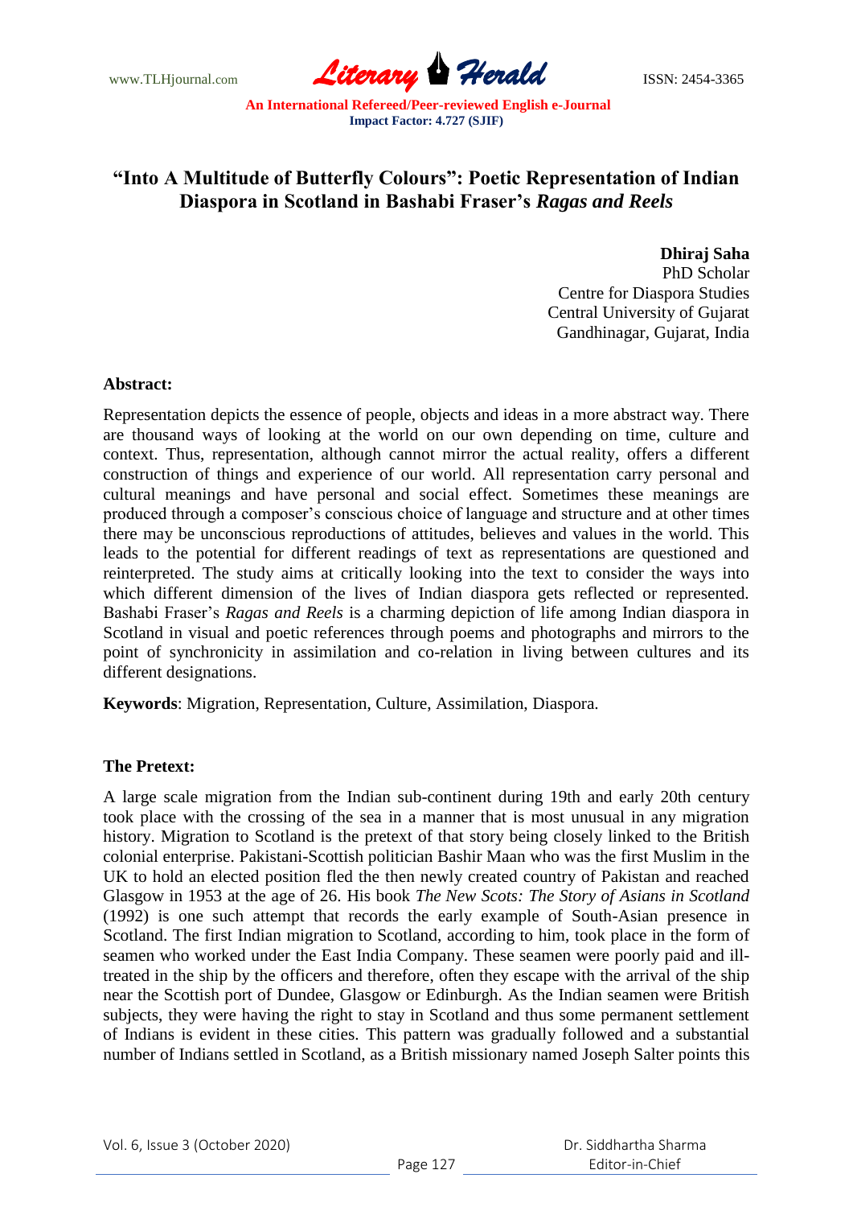# "Into A Multitude of Butterfly Colours": Poetic Representation of Indian Diaspora in Scotland in Bashabi Fraser's *Ragas and Reels*

**Dhiraj Saha**
PhD Scholar
Centre for Diaspora Studies
Central University of Gujarat
Gandhinagar, Gujarat, India

**Abstract:**

Representation depicts the essence of people, objects and ideas in a more abstract way. There are thousand ways of looking at the world on our own depending on time, culture and context. Thus, representation, although cannot mirror the actual reality, offers a different construction of things and experience of our world. All representation carry personal and cultural meanings and have personal and social effect. Sometimes these meanings are produced through a composer's conscious choice of language and structure and at other times there may be unconscious reproductions of attitudes, believes and values in the world. This leads to the potential for different readings of text as representations are questioned and reinterpreted. The study aims at critically looking into the text to consider the ways into which different dimension of the lives of Indian diaspora gets reflected or represented. Bashabi Fraser's *Ragas and Reels* is a charming depiction of life among Indian diaspora in Scotland in visual and poetic references through poems and photographs and mirrors to the point of synchronicity in assimilation and co-relation in living between cultures and its different designations.

**Keywords**: Migration, Representation, Culture, Assimilation, Diaspora.

**The Pretext:**

A large scale migration from the Indian sub-continent during 19th and early 20th century took place with the crossing of the sea in a manner that is most unusual in any migration history. Migration to Scotland is the pretext of that story being closely linked to the British colonial enterprise. Pakistani-Scottish politician Bashir Maan who was the first Muslim in the UK to hold an elected position fled the then newly created country of Pakistan and reached Glasgow in 1953 at the age of 26. His book *The New Scots: The Story of Asians in Scotland* (1992) is one such attempt that records the early example of South-Asian presence in Scotland. The first Indian migration to Scotland, according to him, took place in the form of seamen who worked under the East India Company. These seamen were poorly paid and ill-treated in the ship by the officers and therefore, often they escape with the arrival of the ship near the Scottish port of Dundee, Glasgow or Edinburgh. As the Indian seamen were British subjects, they were having the right to stay in Scotland and thus some permanent settlement of Indians is evident in these cities. This pattern was gradually followed and a substantial number of Indians settled in Scotland, as a British missionary named Joseph Salter points this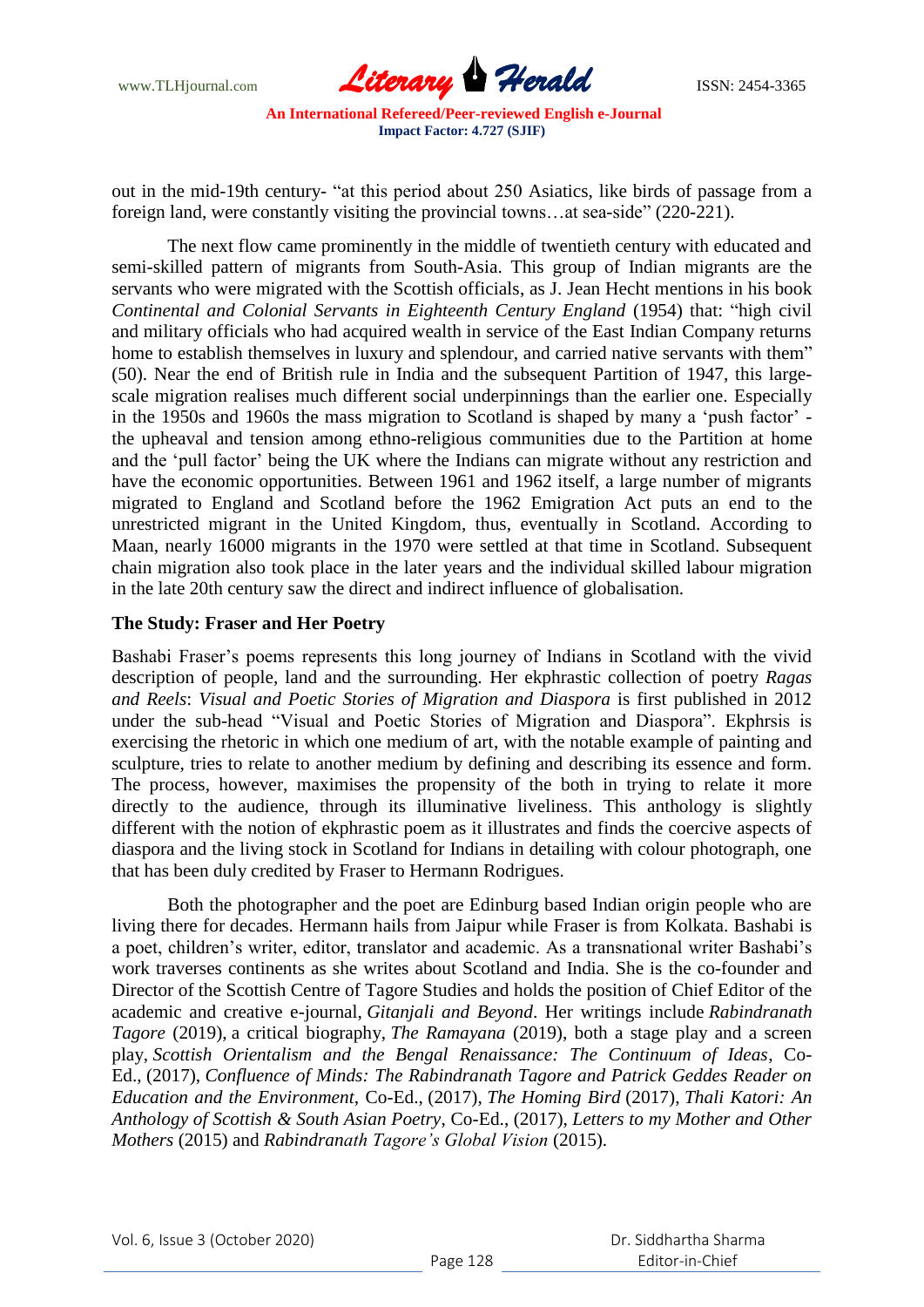out in the mid-19th century- "at this period about 250 Asiatics, like birds of passage from a foreign land, were constantly visiting the provincial towns…at sea-side" (220-221).

The next flow came prominently in the middle of twentieth century with educated and semi-skilled pattern of migrants from South-Asia. This group of Indian migrants are the servants who were migrated with the Scottish officials, as J. Jean Hecht mentions in his book *Continental and Colonial Servants in Eighteenth Century England* (1954) that: "high civil and military officials who had acquired wealth in service of the East Indian Company returns home to establish themselves in luxury and splendour, and carried native servants with them" (50). Near the end of British rule in India and the subsequent Partition of 1947, this large-scale migration realises much different social underpinnings than the earlier one. Especially in the 1950s and 1960s the mass migration to Scotland is shaped by many a 'push factor' - the upheaval and tension among ethno-religious communities due to the Partition at home and the 'pull factor' being the UK where the Indians can migrate without any restriction and have the economic opportunities. Between 1961 and 1962 itself, a large number of migrants migrated to England and Scotland before the 1962 Emigration Act puts an end to the unrestricted migrant in the United Kingdom, thus, eventually in Scotland. According to Maan, nearly 16000 migrants in the 1970 were settled at that time in Scotland. Subsequent chain migration also took place in the later years and the individual skilled labour migration in the late 20th century saw the direct and indirect influence of globalisation.

## The Study: Fraser and Her Poetry

Bashabi Fraser's poems represents this long journey of Indians in Scotland with the vivid description of people, land and the surrounding. Her ekphrastic collection of poetry *Ragas and Reels*: *Visual and Poetic Stories of Migration and Diaspora* is first published in 2012 under the sub-head "Visual and Poetic Stories of Migration and Diaspora". Ekphrsis is exercising the rhetoric in which one medium of art, with the notable example of painting and sculpture, tries to relate to another medium by defining and describing its essence and form. The process, however, maximises the propensity of the both in trying to relate it more directly to the audience, through its illuminative liveliness. This anthology is slightly different with the notion of ekphrastic poem as it illustrates and finds the coercive aspects of diaspora and the living stock in Scotland for Indians in detailing with colour photograph, one that has been duly credited by Fraser to Hermann Rodrigues.

Both the photographer and the poet are Edinburg based Indian origin people who are living there for decades. Hermann hails from Jaipur while Fraser is from Kolkata. Bashabi is a poet, children's writer, editor, translator and academic. As a transnational writer Bashabi's work traverses continents as she writes about Scotland and India. She is the co-founder and Director of the Scottish Centre of Tagore Studies and holds the position of Chief Editor of the academic and creative e-journal, *Gitanjali and Beyond*. Her writings include *Rabindranath Tagore* (2019), a critical biography, *The Ramayana* (2019), both a stage play and a screen play, *Scottish Orientalism and the Bengal Renaissance: The Continuum of Ideas*, Co-Ed., (2017), *Confluence of Minds: The Rabindranath Tagore and Patrick Geddes Reader on Education and the Environment*, Co-Ed., (2017), *The Homing Bird* (2017), *Thali Katori: An Anthology of Scottish & South Asian Poetry*, Co-Ed., (2017), *Letters to my Mother and Other Mothers* (2015) and *Rabindranath Tagore's Global Vision* (2015).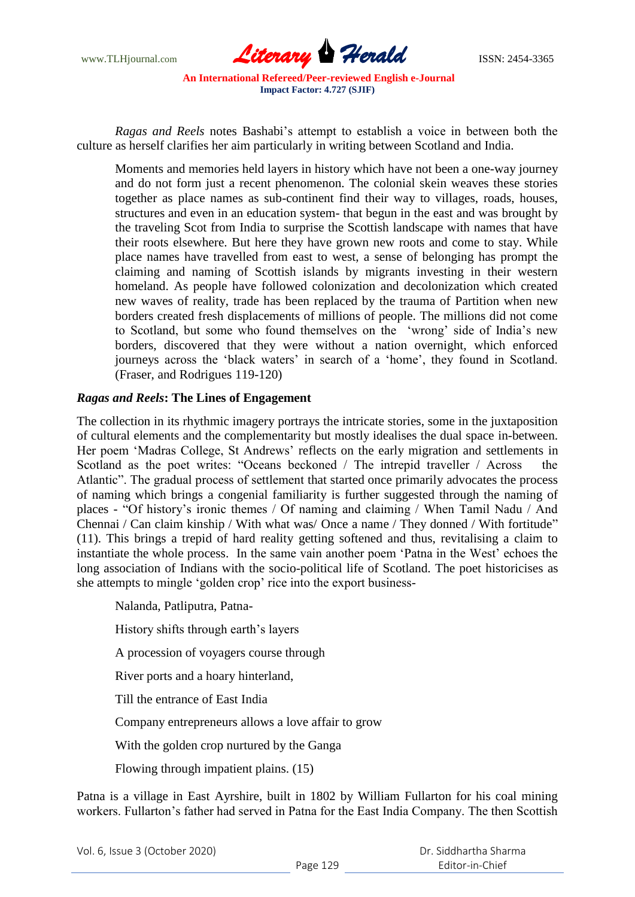*Ragas and Reels* notes Bashabi's attempt to establish a voice in between both the culture as herself clarifies her aim particularly in writing between Scotland and India.

> Moments and memories held layers in history which have not been a one-way journey and do not form just a recent phenomenon. The colonial skein weaves these stories together as place names as sub-continent find their way to villages, roads, houses, structures and even in an education system- that begun in the east and was brought by the traveling Scot from India to surprise the Scottish landscape with names that have their roots elsewhere. But here they have grown new roots and come to stay. While place names have travelled from east to west, a sense of belonging has prompt the claiming and naming of Scottish islands by migrants investing in their western homeland. As people have followed colonization and decolonization which created new waves of reality, trade has been replaced by the trauma of Partition when new borders created fresh displacements of millions of people. The millions did not come to Scotland, but some who found themselves on the 'wrong' side of India's new borders, discovered that they were without a nation overnight, which enforced journeys across the 'black waters' in search of a 'home', they found in Scotland. (Fraser, and Rodrigues 119-120)

### *Ragas and Reels*: The Lines of Engagement

The collection in its rhythmic imagery portrays the intricate stories, some in the juxtaposition of cultural elements and the complementarity but mostly idealises the dual space in-between. Her poem 'Madras College, St Andrews' reflects on the early migration and settlements in Scotland as the poet writes: "Oceans beckoned / The intrepid traveller / Across the Atlantic". The gradual process of settlement that started once primarily advocates the process of naming which brings a congenial familiarity is further suggested through the naming of places - "Of history's ironic themes / Of naming and claiming / When Tamil Nadu / And Chennai / Can claim kinship / With what was/ Once a name / They donned / With fortitude" (11). This brings a trepid of hard reality getting softened and thus, revitalising a claim to instantiate the whole process. In the same vain another poem 'Patna in the West' echoes the long association of Indians with the socio-political life of Scotland. The poet historicises as she attempts to mingle 'golden crop' rice into the export business-

> Nalanda, Patliputra, Patna-
>
> History shifts through earth's layers
>
> A procession of voyagers course through
>
> River ports and a hoary hinterland,
>
> Till the entrance of East India
>
> Company entrepreneurs allows a love affair to grow
>
> With the golden crop nurtured by the Ganga
>
> Flowing through impatient plains. (15)

Patna is a village in East Ayrshire, built in 1802 by William Fullarton for his coal mining workers. Fullarton's father had served in Patna for the East India Company. The then Scottish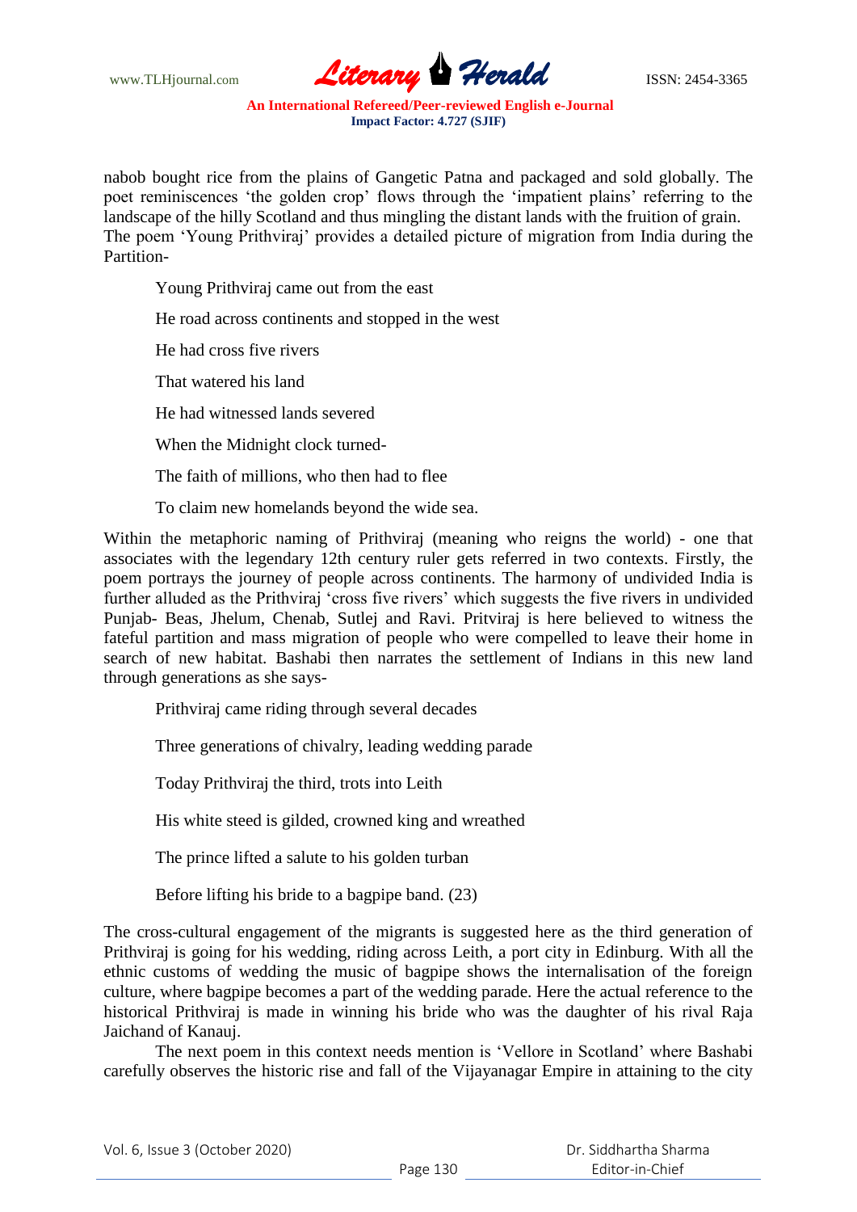nabob bought rice from the plains of Gangetic Patna and packaged and sold globally. The poet reminiscences 'the golden crop' flows through the 'impatient plains' referring to the landscape of the hilly Scotland and thus mingling the distant lands with the fruition of grain. The poem 'Young Prithviraj' provides a detailed picture of migration from India during the Partition-

> Young Prithviraj came out from the east
>
> He road across continents and stopped in the west
>
> He had cross five rivers
>
> That watered his land
>
> He had witnessed lands severed
>
> When the Midnight clock turned-
>
> The faith of millions, who then had to flee
>
> To claim new homelands beyond the wide sea.

Within the metaphoric naming of Prithviraj (meaning who reigns the world) - one that associates with the legendary 12th century ruler gets referred in two contexts. Firstly, the poem portrays the journey of people across continents. The harmony of undivided India is further alluded as the Prithviraj 'cross five rivers' which suggests the five rivers in undivided Punjab- Beas, Jhelum, Chenab, Sutlej and Ravi. Pritviraj is here believed to witness the fateful partition and mass migration of people who were compelled to leave their home in search of new habitat. Bashabi then narrates the settlement of Indians in this new land through generations as she says-

> Prithviraj came riding through several decades
>
> Three generations of chivalry, leading wedding parade
>
> Today Prithviraj the third, trots into Leith
>
> His white steed is gilded, crowned king and wreathed
>
> The prince lifted a salute to his golden turban
>
> Before lifting his bride to a bagpipe band. (23)

The cross-cultural engagement of the migrants is suggested here as the third generation of Prithviraj is going for his wedding, riding across Leith, a port city in Edinburg. With all the ethnic customs of wedding the music of bagpipe shows the internalisation of the foreign culture, where bagpipe becomes a part of the wedding parade. Here the actual reference to the historical Prithviraj is made in winning his bride who was the daughter of his rival Raja Jaichand of Kanauj.

The next poem in this context needs mention is 'Vellore in Scotland' where Bashabi carefully observes the historic rise and fall of the Vijayanagar Empire in attaining to the city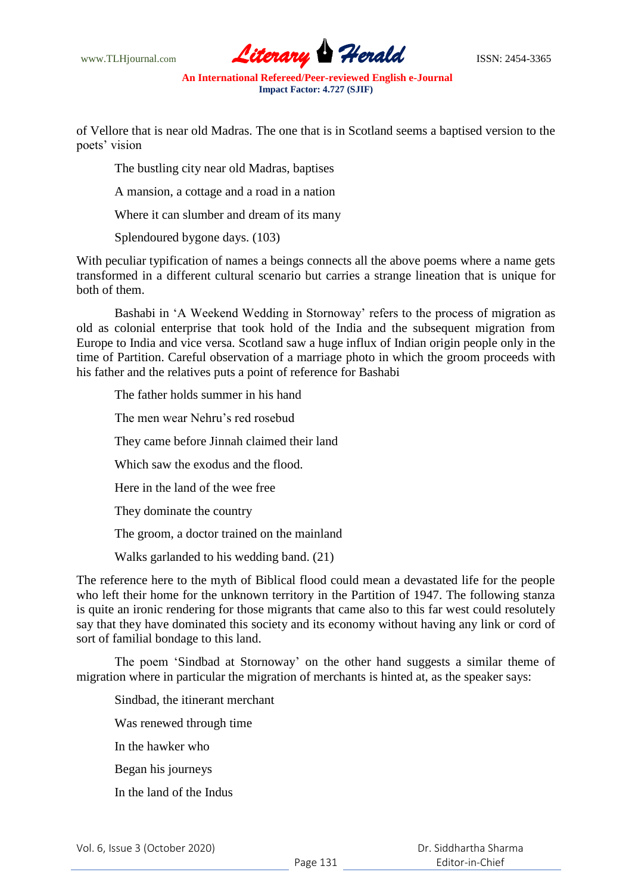of Vellore that is near old Madras. The one that is in Scotland seems a baptised version to the poets' vision

> The bustling city near old Madras, baptises
>
> A mansion, a cottage and a road in a nation
>
> Where it can slumber and dream of its many
>
> Splendoured bygone days. (103)

With peculiar typification of names a beings connects all the above poems where a name gets transformed in a different cultural scenario but carries a strange lineation that is unique for both of them.

Bashabi in 'A Weekend Wedding in Stornoway' refers to the process of migration as old as colonial enterprise that took hold of the India and the subsequent migration from Europe to India and vice versa. Scotland saw a huge influx of Indian origin people only in the time of Partition. Careful observation of a marriage photo in which the groom proceeds with his father and the relatives puts a point of reference for Bashabi

> The father holds summer in his hand
>
> The men wear Nehru's red rosebud
>
> They came before Jinnah claimed their land
>
> Which saw the exodus and the flood.
>
> Here in the land of the wee free
>
> They dominate the country
>
> The groom, a doctor trained on the mainland
>
> Walks garlanded to his wedding band. (21)

The reference here to the myth of Biblical flood could mean a devastated life for the people who left their home for the unknown territory in the Partition of 1947. The following stanza is quite an ironic rendering for those migrants that came also to this far west could resolutely say that they have dominated this society and its economy without having any link or cord of sort of familial bondage to this land.

The poem 'Sindbad at Stornoway' on the other hand suggests a similar theme of migration where in particular the migration of merchants is hinted at, as the speaker says:

> Sindbad, the itinerant merchant
>
> Was renewed through time
>
> In the hawker who
>
> Began his journeys
>
> In the land of the Indus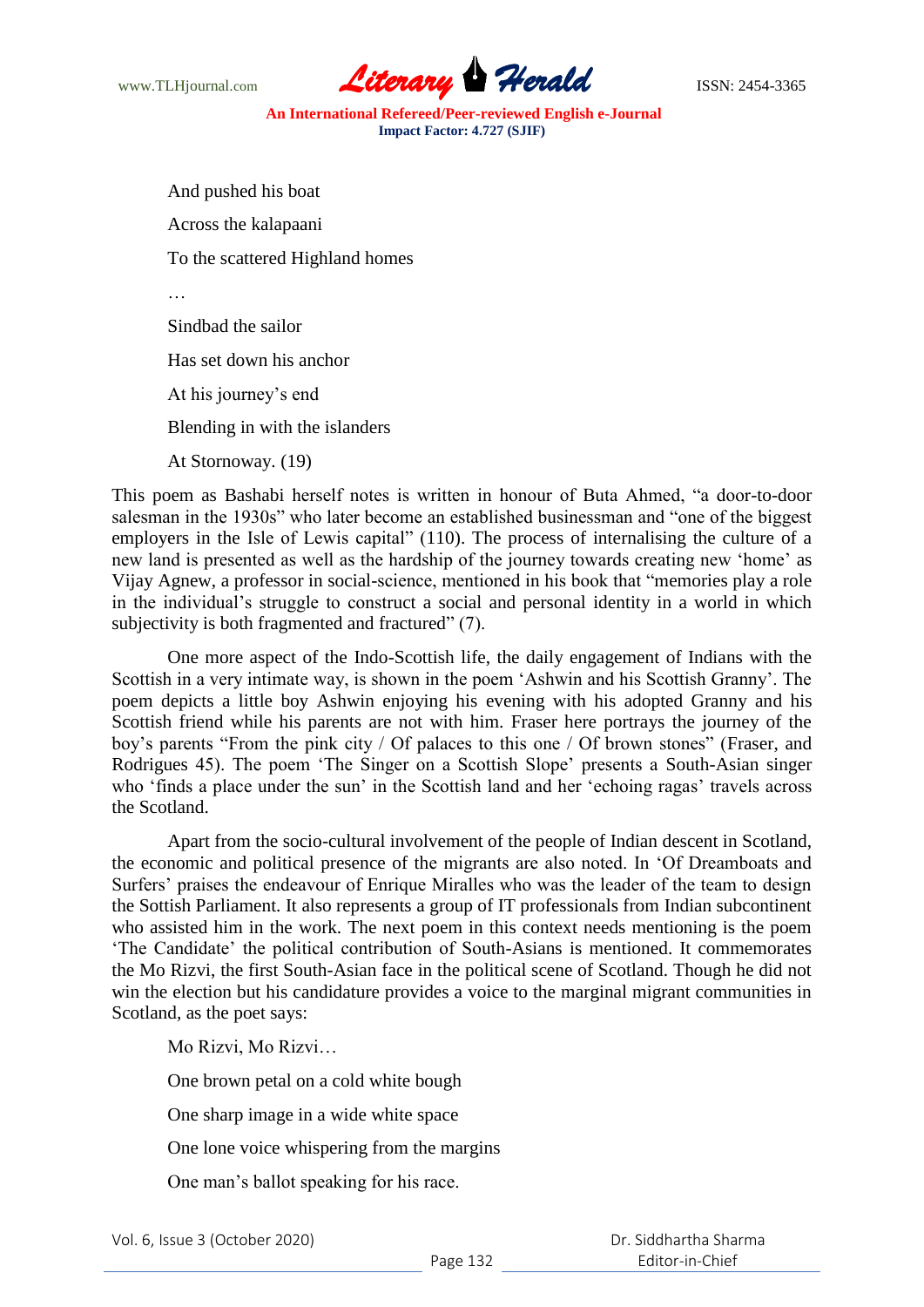And pushed his boat

Across the kalapaani

To the scattered Highland homes

…

Sindbad the sailor

Has set down his anchor

At his journey's end

Blending in with the islanders

At Stornoway. (19)

This poem as Bashabi herself notes is written in honour of Buta Ahmed, "a door-to-door salesman in the 1930s" who later become an established businessman and "one of the biggest employers in the Isle of Lewis capital" (110). The process of internalising the culture of a new land is presented as well as the hardship of the journey towards creating new 'home' as Vijay Agnew, a professor in social-science, mentioned in his book that "memories play a role in the individual's struggle to construct a social and personal identity in a world in which subjectivity is both fragmented and fractured" (7).

One more aspect of the Indo-Scottish life, the daily engagement of Indians with the Scottish in a very intimate way, is shown in the poem 'Ashwin and his Scottish Granny'. The poem depicts a little boy Ashwin enjoying his evening with his adopted Granny and his Scottish friend while his parents are not with him. Fraser here portrays the journey of the boy's parents "From the pink city / Of palaces to this one / Of brown stones" (Fraser, and Rodrigues 45). The poem 'The Singer on a Scottish Slope' presents a South-Asian singer who 'finds a place under the sun' in the Scottish land and her 'echoing ragas' travels across the Scotland.

Apart from the socio-cultural involvement of the people of Indian descent in Scotland, the economic and political presence of the migrants are also noted. In 'Of Dreamboats and Surfers' praises the endeavour of Enrique Miralles who was the leader of the team to design the Sottish Parliament. It also represents a group of IT professionals from Indian subcontinent who assisted him in the work. The next poem in this context needs mentioning is the poem 'The Candidate' the political contribution of South-Asians is mentioned. It commemorates the Mo Rizvi, the first South-Asian face in the political scene of Scotland. Though he did not win the election but his candidature provides a voice to the marginal migrant communities in Scotland, as the poet says:

Mo Rizvi, Mo Rizvi…

One brown petal on a cold white bough

One sharp image in a wide white space

One lone voice whispering from the margins

One man's ballot speaking for his race.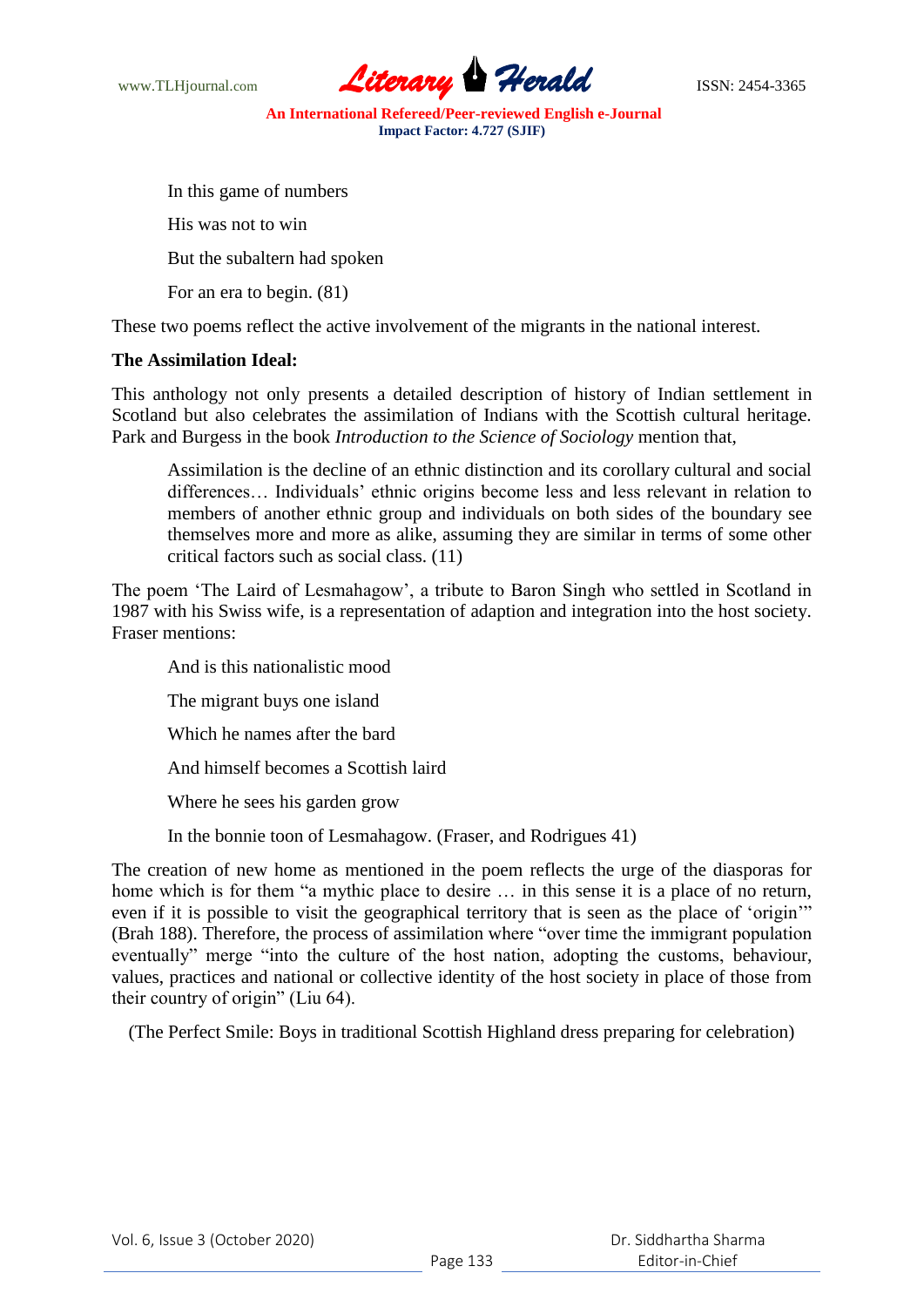In this game of numbers

His was not to win

But the subaltern had spoken

For an era to begin. (81)

These two poems reflect the active involvement of the migrants in the national interest.

**The Assimilation Ideal:**

This anthology not only presents a detailed description of history of Indian settlement in Scotland but also celebrates the assimilation of Indians with the Scottish cultural heritage. Park and Burgess in the book *Introduction to the Science of Sociology* mention that,

> Assimilation is the decline of an ethnic distinction and its corollary cultural and social differences… Individuals' ethnic origins become less and less relevant in relation to members of another ethnic group and individuals on both sides of the boundary see themselves more and more as alike, assuming they are similar in terms of some other critical factors such as social class. (11)

The poem 'The Laird of Lesmahagow', a tribute to Baron Singh who settled in Scotland in 1987 with his Swiss wife, is a representation of adaption and integration into the host society. Fraser mentions:

And is this nationalistic mood

The migrant buys one island

Which he names after the bard

And himself becomes a Scottish laird

Where he sees his garden grow

In the bonnie toon of Lesmahagow. (Fraser, and Rodrigues 41)

The creation of new home as mentioned in the poem reflects the urge of the diasporas for home which is for them "a mythic place to desire … in this sense it is a place of no return, even if it is possible to visit the geographical territory that is seen as the place of 'origin'" (Brah 188). Therefore, the process of assimilation where "over time the immigrant population eventually" merge "into the culture of the host nation, adopting the customs, behaviour, values, practices and national or collective identity of the host society in place of those from their country of origin" (Liu 64).

(The Perfect Smile: Boys in traditional Scottish Highland dress preparing for celebration)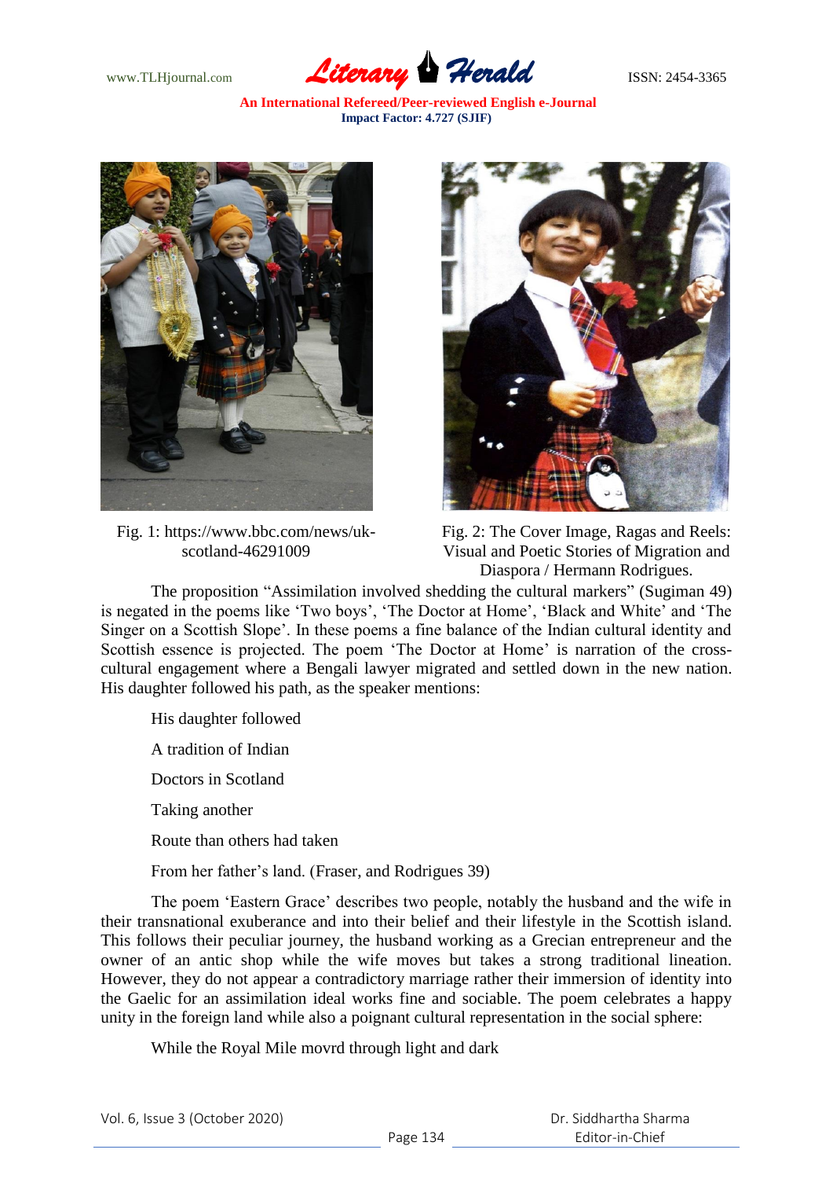Fig. 1: https://www.bbc.com/news/uk-scotland-46291009

Fig. 2: The Cover Image, Ragas and Reels: Visual and Poetic Stories of Migration and Diaspora / Hermann Rodrigues.

The proposition "Assimilation involved shedding the cultural markers" (Sugiman 49) is negated in the poems like 'Two boys', 'The Doctor at Home', 'Black and White' and 'The Singer on a Scottish Slope'. In these poems a fine balance of the Indian cultural identity and Scottish essence is projected. The poem 'The Doctor at Home' is narration of the cross-cultural engagement where a Bengali lawyer migrated and settled down in the new nation. His daughter followed his path, as the speaker mentions:

> His daughter followed
>
> A tradition of Indian
>
> Doctors in Scotland
>
> Taking another
>
> Route than others had taken
>
> From her father's land. (Fraser, and Rodrigues 39)

The poem 'Eastern Grace' describes two people, notably the husband and the wife in their transnational exuberance and into their belief and their lifestyle in the Scottish island. This follows their peculiar journey, the husband working as a Grecian entrepreneur and the owner of an antic shop while the wife moves but takes a strong traditional lineation. However, they do not appear a contradictory marriage rather their immersion of identity into the Gaelic for an assimilation ideal works fine and sociable. The poem celebrates a happy unity in the foreign land while also a poignant cultural representation in the social sphere:

> While the Royal Mile movrd through light and dark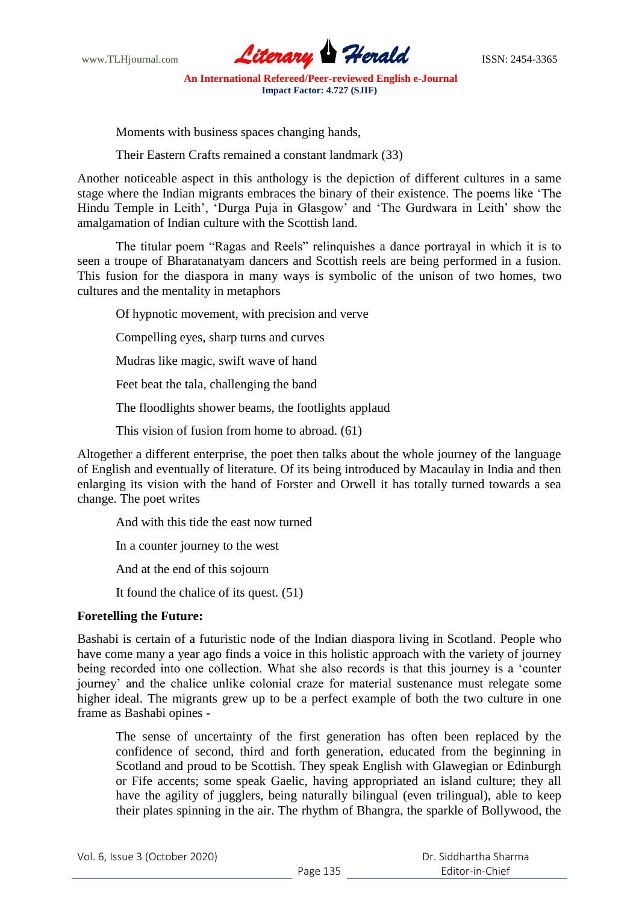Moments with business spaces changing hands,

Their Eastern Crafts remained a constant landmark (33)

Another noticeable aspect in this anthology is the depiction of different cultures in a same stage where the Indian migrants embraces the binary of their existence. The poems like 'The Hindu Temple in Leith', 'Durga Puja in Glasgow' and 'The Gurdwara in Leith' show the amalgamation of Indian culture with the Scottish land.

The titular poem "Ragas and Reels" relinquishes a dance portrayal in which it is to seen a troupe of Bharatanatyam dancers and Scottish reels are being performed in a fusion. This fusion for the diaspora in many ways is symbolic of the unison of two homes, two cultures and the mentality in metaphors

Of hypnotic movement, with precision and verve

Compelling eyes, sharp turns and curves

Mudras like magic, swift wave of hand

Feet beat the tala, challenging the band

The floodlights shower beams, the footlights applaud

This vision of fusion from home to abroad. (61)

Altogether a different enterprise, the poet then talks about the whole journey of the language of English and eventually of literature. Of its being introduced by Macaulay in India and then enlarging its vision with the hand of Forster and Orwell it has totally turned towards a sea change. The poet writes

And with this tide the east now turned

In a counter journey to the west

And at the end of this sojourn

It found the chalice of its quest. (51)

**Foretelling the Future:**

Bashabi is certain of a futuristic node of the Indian diaspora living in Scotland. People who have come many a year ago finds a voice in this holistic approach with the variety of journey being recorded into one collection. What she also records is that this journey is a 'counter journey' and the chalice unlike colonial craze for material sustenance must relegate some higher ideal. The migrants grew up to be a perfect example of both the two culture in one frame as Bashabi opines -

> The sense of uncertainty of the first generation has often been replaced by the confidence of second, third and forth generation, educated from the beginning in Scotland and proud to be Scottish. They speak English with Glawegian or Edinburgh or Fife accents; some speak Gaelic, having appropriated an island culture; they all have the agility of jugglers, being naturally bilingual (even trilingual), able to keep their plates spinning in the air. The rhythm of Bhangra, the sparkle of Bollywood, the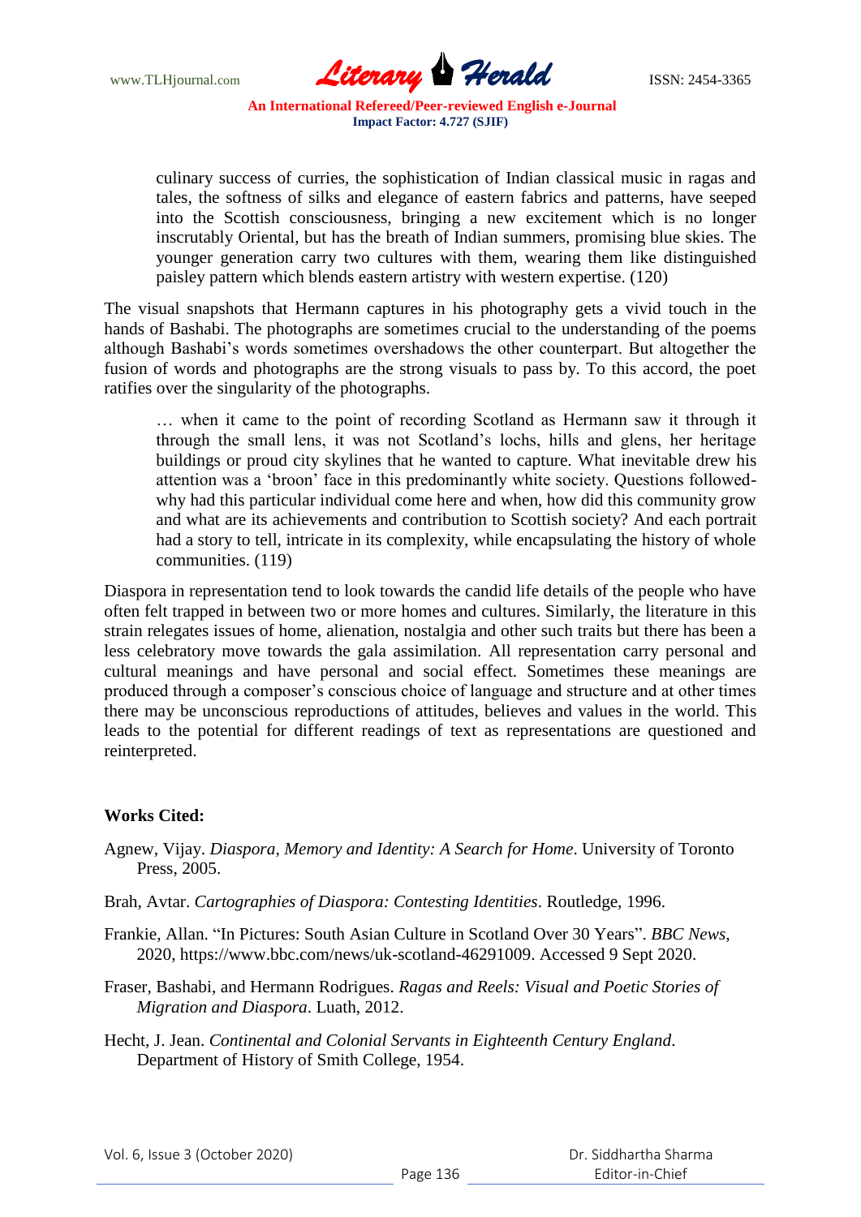> culinary success of curries, the sophistication of Indian classical music in ragas and tales, the softness of silks and elegance of eastern fabrics and patterns, have seeped into the Scottish consciousness, bringing a new excitement which is no longer inscrutably Oriental, but has the breath of Indian summers, promising blue skies. The younger generation carry two cultures with them, wearing them like distinguished paisley pattern which blends eastern artistry with western expertise. (120)

The visual snapshots that Hermann captures in his photography gets a vivid touch in the hands of Bashabi. The photographs are sometimes crucial to the understanding of the poems although Bashabi's words sometimes overshadows the other counterpart. But altogether the fusion of words and photographs are the strong visuals to pass by. To this accord, the poet ratifies over the singularity of the photographs.

> … when it came to the point of recording Scotland as Hermann saw it through it through the small lens, it was not Scotland's lochs, hills and glens, her heritage buildings or proud city skylines that he wanted to capture. What inevitable drew his attention was a 'broon' face in this predominantly white society. Questions followed- why had this particular individual come here and when, how did this community grow and what are its achievements and contribution to Scottish society? And each portrait had a story to tell, intricate in its complexity, while encapsulating the history of whole communities. (119)

Diaspora in representation tend to look towards the candid life details of the people who have often felt trapped in between two or more homes and cultures. Similarly, the literature in this strain relegates issues of home, alienation, nostalgia and other such traits but there has been a less celebratory move towards the gala assimilation. All representation carry personal and cultural meanings and have personal and social effect. Sometimes these meanings are produced through a composer's conscious choice of language and structure and at other times there may be unconscious reproductions of attitudes, believes and values in the world. This leads to the potential for different readings of text as representations are questioned and reinterpreted.

**Works Cited:**

Agnew, Vijay. *Diaspora, Memory and Identity: A Search for Home*. University of Toronto Press, 2005.

Brah, Avtar. *Cartographies of Diaspora: Contesting Identities*. Routledge, 1996.

Frankie, Allan. "In Pictures: South Asian Culture in Scotland Over 30 Years". *BBC News*, 2020, https://www.bbc.com/news/uk-scotland-46291009. Accessed 9 Sept 2020.

Fraser, Bashabi, and Hermann Rodrigues. *Ragas and Reels: Visual and Poetic Stories of Migration and Diaspora*. Luath, 2012.

Hecht, J. Jean. *Continental and Colonial Servants in Eighteenth Century England*. Department of History of Smith College, 1954.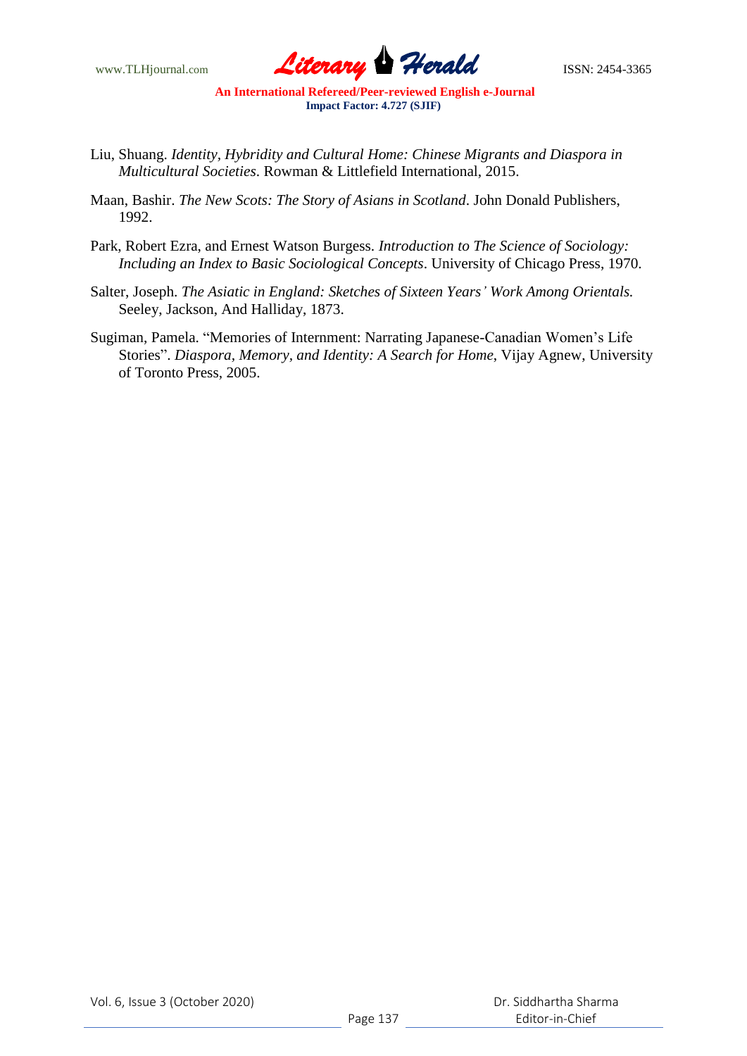Liu, Shuang. *Identity, Hybridity and Cultural Home: Chinese Migrants and Diaspora in Multicultural Societies*. Rowman & Littlefield International, 2015.

Maan, Bashir. *The New Scots: The Story of Asians in Scotland*. John Donald Publishers, 1992.

Park, Robert Ezra, and Ernest Watson Burgess. *Introduction to The Science of Sociology: Including an Index to Basic Sociological Concepts*. University of Chicago Press, 1970.

Salter, Joseph. *The Asiatic in England: Sketches of Sixteen Years' Work Among Orientals.* Seeley, Jackson, And Halliday, 1873.

Sugiman, Pamela. "Memories of Internment: Narrating Japanese-Canadian Women's Life Stories". *Diaspora, Memory, and Identity: A Search for Home*, Vijay Agnew, University of Toronto Press, 2005.